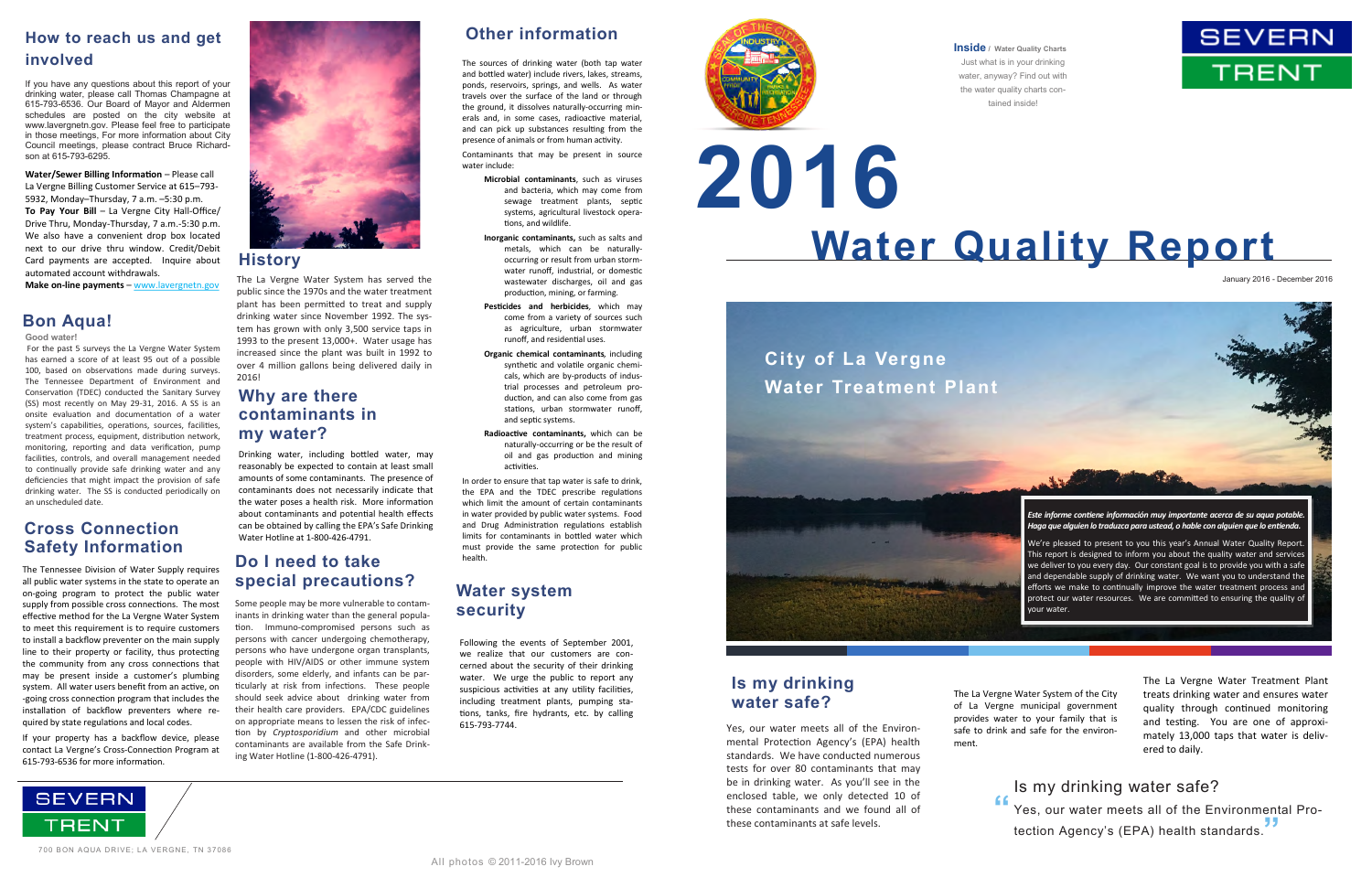# 2016 Water Quality Report

January 2016 - December 2016

**Inside** / Water Quality Charts
Just what is in your drinking water, anyway? Find out with the water quality charts contained inside!

SEVERN TRENT

## City of La Vergne Water Treatment Plant

*Este informe contiene información muy importante acerca de su agua potable. Haga que alguien lo traduzca para usted, o hable con alguien que lo entienda.*

We're pleased to present to you this year's Annual Water Quality Report. This report is designed to inform you about the quality water and services we deliver to you every day. Our constant goal is to provide you with a safe and dependable supply of drinking water. We want you to understand the efforts we make to continually improve the water treatment process and protect our water resources. We are committed to ensuring the quality of your water.

## Is my drinking water safe?

Yes, our water meets all of the Environmental Protection Agency's (EPA) health standards. We have conducted numerous tests for over 80 contaminants that may be in drinking water. As you'll see in the enclosed table, we only detected 10 of these contaminants and we found all of these contaminants at safe levels.

The La Vergne Water System of the City of La Vergne municipal government provides water to your family that is safe to drink and safe for the environment.

The La Vergne Water Treatment Plant treats drinking water and ensures water quality through continued monitoring and testing. You are one of approximately 13,000 taps that water is delivered to daily.

> Is my drinking water safe?
> "Yes, our water meets all of the Environmental Protection Agency's (EPA) health standards."

## How to reach us and get involved

If you have any questions about this report of your drinking water, please call Thomas Champagne at 615-793-6536. Our Board of Mayor and Aldermen schedules are posted on the city website at www.lavergnetn.gov. Please feel free to participate in those meetings, For more information about City Council meetings, please contract Bruce Richardson at 615-793-6295.

**Water/Sewer Billing Information** – Please call La Vergne Billing Customer Service at 615–793-5932, Monday–Thursday, 7 a.m. –5:30 p.m.
**To Pay Your Bill** – La Vergne City Hall-Office/ Drive Thru, Monday-Thursday, 7 a.m.-5:30 p.m. We also have a convenient drop box located next to our drive thru window. Credit/Debit Card payments are accepted. Inquire about automated account withdrawals.
**Make on-line payments** – www.lavergnetn.gov

## Bon Aqua!

**Good water!**

For the past 5 surveys the La Vergne Water System has earned a score of at least 95 out of a possible 100, based on observations made during surveys. The Tennessee Department of Environment and Conservation (TDEC) conducted the Sanitary Survey (SS) most recently on May 29-31, 2016. A SS is an onsite evaluation and documentation of a water system's capabilities, operations, sources, facilities, treatment process, equipment, distribution network, monitoring, reporting and data verification, pump facilities, controls, and overall management needed to continually provide safe drinking water and any deficiencies that might impact the provision of safe drinking water. The SS is conducted periodically on an unscheduled date.

## Cross Connection Safety Information

The Tennessee Division of Water Supply requires all public water systems in the state to operate an on-going program to protect the public water supply from possible cross connections. The most effective method for the La Vergne Water System to meet this requirement is to require customers to install a backflow preventer on the main supply line to their property or facility, thus protecting the community from any cross connections that may be present inside a customer's plumbing system. All water users benefit from an active, on-going cross connection program that includes the installation of backflow preventers where required by state regulations and local codes.

If your property has a backflow device, please contact La Vergne's Cross-Connection Program at 615-793-6536 for more information.

## History

The La Vergne Water System has served the public since the 1970s and the water treatment plant has been permitted to treat and supply drinking water since November 1992. The system has grown with only 3,500 service taps in 1993 to the present 13,000+. Water usage has increased since the plant was built in 1992 to over 4 million gallons being delivered daily in 2016!

## Why are there contaminants in my water?

Drinking water, including bottled water, may reasonably be expected to contain at least small amounts of some contaminants. The presence of contaminants does not necessarily indicate that the water poses a health risk. More information about contaminants and potential health effects can be obtained by calling the EPA's Safe Drinking Water Hotline at 1-800-426-4791.

## Do I need to take special precautions?

Some people may be more vulnerable to contaminants in drinking water than the general population. Immuno-compromised persons such as persons with cancer undergoing chemotherapy, persons who have undergone organ transplants, people with HIV/AIDS or other immune system disorders, some elderly, and infants can be particularly at risk from infections. These people should seek advice about drinking water from their health care providers. EPA/CDC guidelines on appropriate means to lessen the risk of infection by *Cryptosporidium* and other microbial contaminants are available from the Safe Drinking Water Hotline (1-800-426-4791).

## Other information

The sources of drinking water (both tap water and bottled water) include rivers, lakes, streams, ponds, reservoirs, springs, and wells. As water travels over the surface of the land or through the ground, it dissolves naturally-occurring minerals and, in some cases, radioactive material, and can pick up substances resulting from the presence of animals or from human activity.

Contaminants that may be present in source water include:

- **Microbial contaminants**, such as viruses and bacteria, which may come from sewage treatment plants, septic systems, agricultural livestock operations, and wildlife.
- **Inorganic contaminants,** such as salts and metals, which can be naturally-occurring or result from urban stormwater runoff, industrial, or domestic wastewater discharges, oil and gas production, mining, or farming.
- **Pesticides and herbicides**, which may come from a variety of sources such as agriculture, urban stormwater runoff, and residential uses.
- **Organic chemical contaminants**, including synthetic and volatile organic chemicals, which are by-products of industrial processes and petroleum production, and can also come from gas stations, urban stormwater runoff, and septic systems.
- **Radioactive contaminants,** which can be naturally-occurring or be the result of oil and gas production and mining activities.

In order to ensure that tap water is safe to drink, the EPA and the TDEC prescribe regulations which limit the amount of certain contaminants in water provided by public water systems. Food and Drug Administration regulations establish limits for contaminants in bottled water which must provide the same protection for public health.

## Water system security

Following the events of September 2001, we realize that our customers are concerned about the security of their drinking water. We urge the public to report any suspicious activities at any utility facilities, including treatment plants, pumping stations, tanks, fire hydrants, etc. by calling 615-793-7744.

SEVERN TRENT

700 BON AQUA DRIVE; LA VERGNE, TN 37086

All photos © 2011-2016 Ivy Brown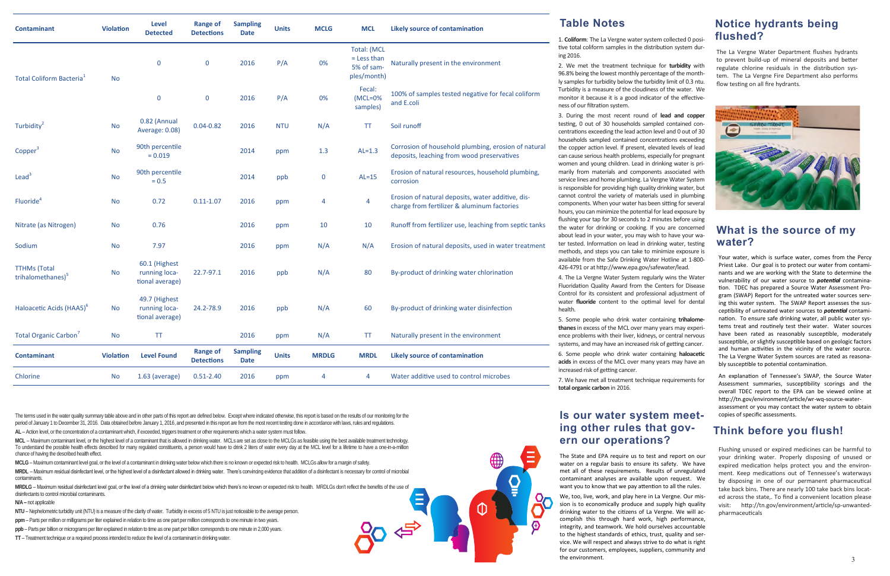| Contaminant | Violation | Level Detected | Range of Detections | Sampling Date | Units | MCLG | MCL | Likely source of contamination |
|---|---|---|---|---|---|---|---|---|
| Total Coliform Bacteria[1] | No | 0 | 0 | 2016 | P/A | 0% | Total: (MCL = Less than 5% of samples/month) | Naturally present in the environment |
| | | 0 | 0 | 2016 | P/A | 0% | Fecal: (MCL=0% samples) | 100% of samples tested negative for fecal coliform and E.coli |
| Turbidity[2] | No | 0.82 (Annual Average: 0.08) | 0.04-0.82 | 2016 | NTU | N/A | TT | Soil runoff |
| Copper[3] | No | 90th percentile = 0.019 | | 2014 | ppm | 1.3 | AL=1.3 | Corrosion of household plumbing, erosion of natural deposits, leaching from wood preservatives |
| Lead[3] | No | 90th percentile = 0.5 | | 2014 | ppb | 0 | AL=15 | Erosion of natural resources, household plumbing, corrosion |
| Fluoride[4] | No | 0.72 | 0.11-1.07 | 2016 | ppm | 4 | 4 | Erosion of natural deposits, water additive, discharge from fertilizer & aluminum factories |
| Nitrate (as Nitrogen) | No | 0.76 | | 2016 | ppm | 10 | 10 | Runoff from fertilizer use, leaching from septic tanks |
| Sodium | No | 7.97 | | 2016 | ppm | N/A | N/A | Erosion of natural deposits, used in water treatment |
| TTHMs (Total trihalomethanes)[5] | No | 60.1 (Highest running locational average) | 22.7-97.1 | 2016 | ppb | N/A | 80 | By-product of drinking water chlorination |
| Haloacetic Acids (HAA5)[6] | No | 49.7 (Highest running locational average) | 24.2-78.9 | 2016 | ppb | N/A | 60 | By-product of drinking water disinfection |
| Total Organic Carbon[7] | No | TT | | 2016 | ppm | N/A | TT | Naturally present in the environment |
| **Contaminant** | **Violation** | **Level Found** | **Range of Detections** | **Sampling Date** | **Units** | **MRDLG** | **MRDL** | **Likely source of contamination** |
| Chlorine | No | 1.63 (average) | 0.51-2.40 | 2016 | ppm | 4 | 4 | Water additive used to control microbes |

The terms used in the water quality summary table above and in other parts of this report are defined below. Except where indicated otherwise, this report is based on the results of our monitoring for the period of January 1 to December 31, 2016. Data obtained before January 1, 2016, and presented in this report are from the most recent testing done in accordance with laws, rules and regulations.

**AL** – Action level, or the concentration of a contaminant which, if exceeded, triggers treatment or other requirements which a water system must follow.

**MCL** – Maximum contaminant level, or the highest level of a contaminant that is allowed in drinking water. MCLs are set as close to the MCLGs as feasible using the best available treatment technology. To understand the possible health effects described for many regulated constituents, a person would have to drink 2 liters of water every day at the MCL level for a lifetime to have a one-in-a-million chance of having the described health effect.

**MCLG** – Maximum contaminant level goal, or the level of a contaminant in drinking water below which there is no known or expected risk to health. MCLGs allow for a margin of safety.

**MRDL** – Maximum residual disinfectant level, or the highest level of a disinfectant allowed in drinking water. There's convincing evidence that addition of a disinfectant is necessary for control of microbial contaminants.

**MRDLG** – Maximum residual disinfectant level goal, or the level of a drinking water disinfectant below which there's no known or expected risk to health. MRDLGs don't reflect the benefits of the use of disinfectants to control microbial contaminants.

**N/A** – not applicable

**NTU** – Nephelometric turbidity unit (NTU) is a measure of the clarity of water. Turbidity in excess of 5 NTU is just noticeable to the average person.

**ppm** – Parts per million or milligrams per liter explained in relation to time as one part per million corresponds to one minute in two years.

**ppb** – Parts per billion or micrograms per liter explained in relation to time as one part per billion corresponds to one minute in 2,000 years.

**TT** – Treatment technique or a required process intended to reduce the level of a contaminant in drinking water.

## Table Notes

1. **Coliform**: The La Vergne water system collected 0 positive total coliform samples in the distribution system during 2016.

2. We met the treatment technique for **turbidity** with 96.8% being the lowest monthly percentage of the monthly samples for turbidity below the turbidity limit of 0.3 ntu. Turbidity is a measure of the cloudiness of the water. We monitor it because it is a good indicator of the effectiveness of our filtration system.

3. During the most recent round of **lead and copper** testing, 0 out of 30 households sampled contained concentrations exceeding the lead action level and 0 out of 30 households sampled contained concentrations exceeding the copper action level. If present, elevated levels of lead can cause serious health problems, especially for pregnant women and young children. Lead in drinking water is primarily from materials and components associated with service lines and home plumbing. La Vergne Water System is responsible for providing high quality drinking water, but cannot control the variety of materials used in plumbing components. When your water has been sitting for several hours, you can minimize the potential for lead exposure by flushing your tap for 30 seconds to 2 minutes before using the water for drinking or cooking. If you are concerned about lead in your water, you may wish to have your water tested. Information on lead in drinking water, testing methods, and steps you can take to minimize exposure is available from the Safe Drinking Water Hotline at 1-800-426-4791 or at http://www.epa.gov/safewater/lead.

4. The La Vergne Water System regularly wins the Water Fluoridation Quality Award from the Centers for Disease Control for its consistent and professional adjustment of water **fluoride** content to the optimal level for dental health.

5. Some people who drink water containing **trihalomethanes** in excess of the MCL over many years may experience problems with their liver, kidneys, or central nervous systems, and may have an increased risk of getting cancer.

6. Some people who drink water containing **haloacetic acids** in excess of the MCL over many years may have an increased risk of getting cancer.

7. We have met all treatment technique requirements for **total organic carbon** in 2016.

## Is our water system meeting other rules that govern our operations?

The State and EPA require us to test and report on our water on a regular basis to ensure its safety. We have met all of these requirements. Results of unregulated contaminant analyses are available upon request. We want you to know that we pay attention to all the rules.

We, too, live, work, and play here in La Vergne. Our mission is to economically produce and supply high quality drinking water to the citizens of La Vergne. We will accomplish this through hard work, high performance, integrity, and teamwork. We hold ourselves accountable to the highest standards of ethics, trust, quality and service. We will respect and always strive to do what is right for our customers, employees, suppliers, community and the environment.

## Notice hydrants being flushed?

The La Vergne Water Department flushes hydrants to prevent build-up of mineral deposits and better regulate chlorine residuals in the distribution system. The La Vergne Fire Department also performs flow testing on all fire hydrants.

## What is the source of my water?

Your water, which is surface water, comes from the Percy Priest Lake. Our goal is to protect our water from contaminants and we are working with the State to determine the vulnerability of our water source to ***potential*** contamination. TDEC has prepared a Source Water Assessment Program (SWAP) Report for the untreated water sources serving this water system. The SWAP Report assesses the susceptibility of untreated water sources to ***potential*** contamination. To ensure safe drinking water, all public water systems treat and routinely test their water. Water sources have been rated as reasonably susceptible, moderately susceptible, or slightly susceptible based on geologic factors and human activities in the vicinity of the water source. The La Vergne Water System sources are rated as reasonably susceptible to potential contamination.

An explanation of Tennessee's SWAP, the Source Water Assessment summaries, susceptibility scorings and the overall TDEC report to the EPA can be viewed online at http://tn.gov/environment/article/wr-wq-source-water-assessment or you may contact the water system to obtain copies of specific assessments.

## Think before you flush!

Flushing unused or expired medicines can be harmful to your drinking water. Properly disposing of unused or expired medication helps protect you and the environment. Keep medications out of Tennessee's waterways by disposing in one of our permanent pharmaceutical take back bins. There are nearly 100 take back bins located across the state,. To find a convenient location please visit: http://tn.gov/environment/article/sp-unwanted-pharmaceuticals